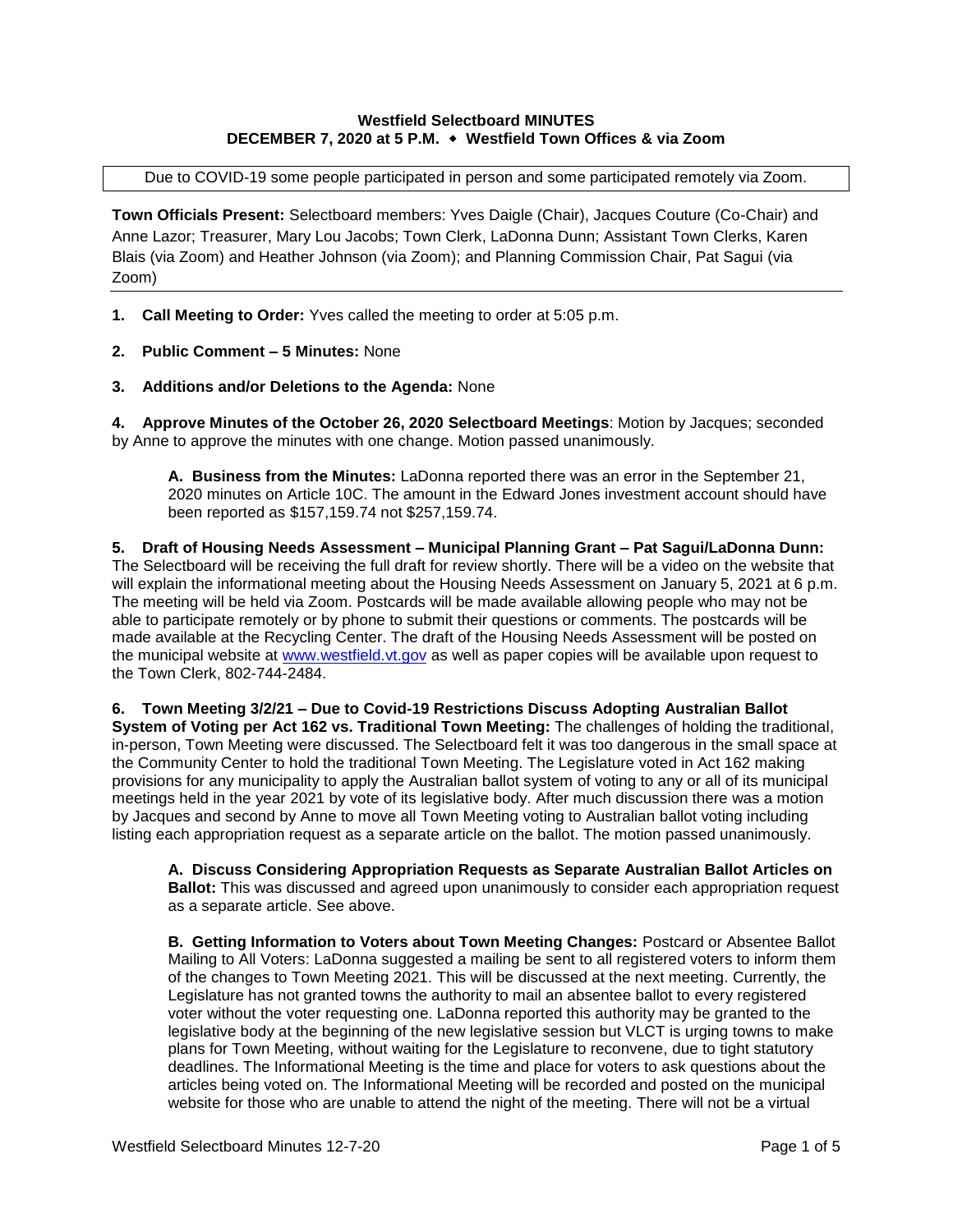**Westfield Selectboard MINUTES**
**DECEMBER 7, 2020 at 5 P.M. ◆ Westfield Town Offices & via Zoom**

Due to COVID-19 some people participated in person and some participated remotely via Zoom.

**Town Officials Present:** Selectboard members: Yves Daigle (Chair), Jacques Couture (Co-Chair) and Anne Lazor; Treasurer, Mary Lou Jacobs; Town Clerk, LaDonna Dunn; Assistant Town Clerks, Karen Blais (via Zoom) and Heather Johnson (via Zoom); and Planning Commission Chair, Pat Sagui (via Zoom)

---

1. **Call Meeting to Order:** Yves called the meeting to order at 5:05 p.m.

2. **Public Comment – 5 Minutes:** None

3. **Additions and/or Deletions to the Agenda:** None

4. **Approve Minutes of the October 26, 2020 Selectboard Meetings**: Motion by Jacques; seconded by Anne to approve the minutes with one change. Motion passed unanimously.

   **A. Business from the Minutes:** LaDonna reported there was an error in the September 21, 2020 minutes on Article 10C. The amount in the Edward Jones investment account should have been reported as $157,159.74 not $257,159.74.

5. **Draft of Housing Needs Assessment – Municipal Planning Grant – Pat Sagui/LaDonna Dunn:** The Selectboard will be receiving the full draft for review shortly. There will be a video on the website that will explain the informational meeting about the Housing Needs Assessment on January 5, 2021 at 6 p.m. The meeting will be held via Zoom. Postcards will be made available allowing people who may not be able to participate remotely or by phone to submit their questions or comments. The postcards will be made available at the Recycling Center. The draft of the Housing Needs Assessment will be posted on the municipal website at www.westfield.vt.gov as well as paper copies will be available upon request to the Town Clerk, 802-744-2484.

6. **Town Meeting 3/2/21 – Due to Covid-19 Restrictions Discuss Adopting Australian Ballot System of Voting per Act 162 vs. Traditional Town Meeting:** The challenges of holding the traditional, in-person, Town Meeting were discussed. The Selectboard felt it was too dangerous in the small space at the Community Center to hold the traditional Town Meeting. The Legislature voted in Act 162 making provisions for any municipality to apply the Australian ballot system of voting to any or all of its municipal meetings held in the year 2021 by vote of its legislative body. After much discussion there was a motion by Jacques and second by Anne to move all Town Meeting voting to Australian ballot voting including listing each appropriation request as a separate article on the ballot. The motion passed unanimously.

   **A. Discuss Considering Appropriation Requests as Separate Australian Ballot Articles on Ballot:** This was discussed and agreed upon unanimously to consider each appropriation request as a separate article. See above.

   **B. Getting Information to Voters about Town Meeting Changes:** Postcard or Absentee Ballot Mailing to All Voters: LaDonna suggested a mailing be sent to all registered voters to inform them of the changes to Town Meeting 2021. This will be discussed at the next meeting. Currently, the Legislature has not granted towns the authority to mail an absentee ballot to every registered voter without the voter requesting one. LaDonna reported this authority may be granted to the legislative body at the beginning of the new legislative session but VLCT is urging towns to make plans for Town Meeting, without waiting for the Legislature to reconvene, due to tight statutory deadlines. The Informational Meeting is the time and place for voters to ask questions about the articles being voted on. The Informational Meeting will be recorded and posted on the municipal website for those who are unable to attend the night of the meeting. There will not be a virtual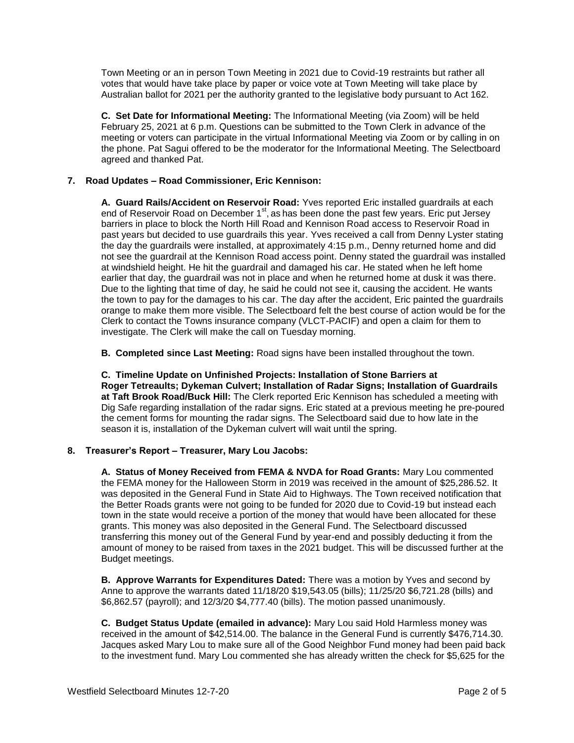Town Meeting or an in person Town Meeting in 2021 due to Covid-19 restraints but rather all votes that would have take place by paper or voice vote at Town Meeting will take place by Australian ballot for 2021 per the authority granted to the legislative body pursuant to Act 162.

**C. Set Date for Informational Meeting:** The Informational Meeting (via Zoom) will be held February 25, 2021 at 6 p.m. Questions can be submitted to the Town Clerk in advance of the meeting or voters can participate in the virtual Informational Meeting via Zoom or by calling in on the phone. Pat Sagui offered to be the moderator for the Informational Meeting. The Selectboard agreed and thanked Pat.

**7. Road Updates – Road Commissioner, Eric Kennison:**

**A. Guard Rails/Accident on Reservoir Road:** Yves reported Eric installed guardrails at each end of Reservoir Road on December 1st, as has been done the past few years. Eric put Jersey barriers in place to block the North Hill Road and Kennison Road access to Reservoir Road in past years but decided to use guardrails this year. Yves received a call from Denny Lyster stating the day the guardrails were installed, at approximately 4:15 p.m., Denny returned home and did not see the guardrail at the Kennison Road access point. Denny stated the guardrail was installed at windshield height. He hit the guardrail and damaged his car. He stated when he left home earlier that day, the guardrail was not in place and when he returned home at dusk it was there. Due to the lighting that time of day, he said he could not see it, causing the accident. He wants the town to pay for the damages to his car. The day after the accident, Eric painted the guardrails orange to make them more visible. The Selectboard felt the best course of action would be for the Clerk to contact the Towns insurance company (VLCT-PACIF) and open a claim for them to investigate. The Clerk will make the call on Tuesday morning.

**B. Completed since Last Meeting:** Road signs have been installed throughout the town.

**C. Timeline Update on Unfinished Projects: Installation of Stone Barriers at Roger Tetreaults; Dykeman Culvert; Installation of Radar Signs; Installation of Guardrails at Taft Brook Road/Buck Hill:** The Clerk reported Eric Kennison has scheduled a meeting with Dig Safe regarding installation of the radar signs. Eric stated at a previous meeting he pre-poured the cement forms for mounting the radar signs. The Selectboard said due to how late in the season it is, installation of the Dykeman culvert will wait until the spring.

**8. Treasurer's Report – Treasurer, Mary Lou Jacobs:**

**A. Status of Money Received from FEMA & NVDA for Road Grants:** Mary Lou commented the FEMA money for the Halloween Storm in 2019 was received in the amount of $25,286.52. It was deposited in the General Fund in State Aid to Highways. The Town received notification that the Better Roads grants were not going to be funded for 2020 due to Covid-19 but instead each town in the state would receive a portion of the money that would have been allocated for these grants. This money was also deposited in the General Fund. The Selectboard discussed transferring this money out of the General Fund by year-end and possibly deducting it from the amount of money to be raised from taxes in the 2021 budget. This will be discussed further at the Budget meetings.

**B. Approve Warrants for Expenditures Dated:** There was a motion by Yves and second by Anne to approve the warrants dated 11/18/20 $19,543.05 (bills); 11/25/20 $6,721.28 (bills) and $6,862.57 (payroll); and 12/3/20 $4,777.40 (bills). The motion passed unanimously.

**C. Budget Status Update (emailed in advance):** Mary Lou said Hold Harmless money was received in the amount of $42,514.00. The balance in the General Fund is currently $476,714.30. Jacques asked Mary Lou to make sure all of the Good Neighbor Fund money had been paid back to the investment fund. Mary Lou commented she has already written the check for $5,625 for the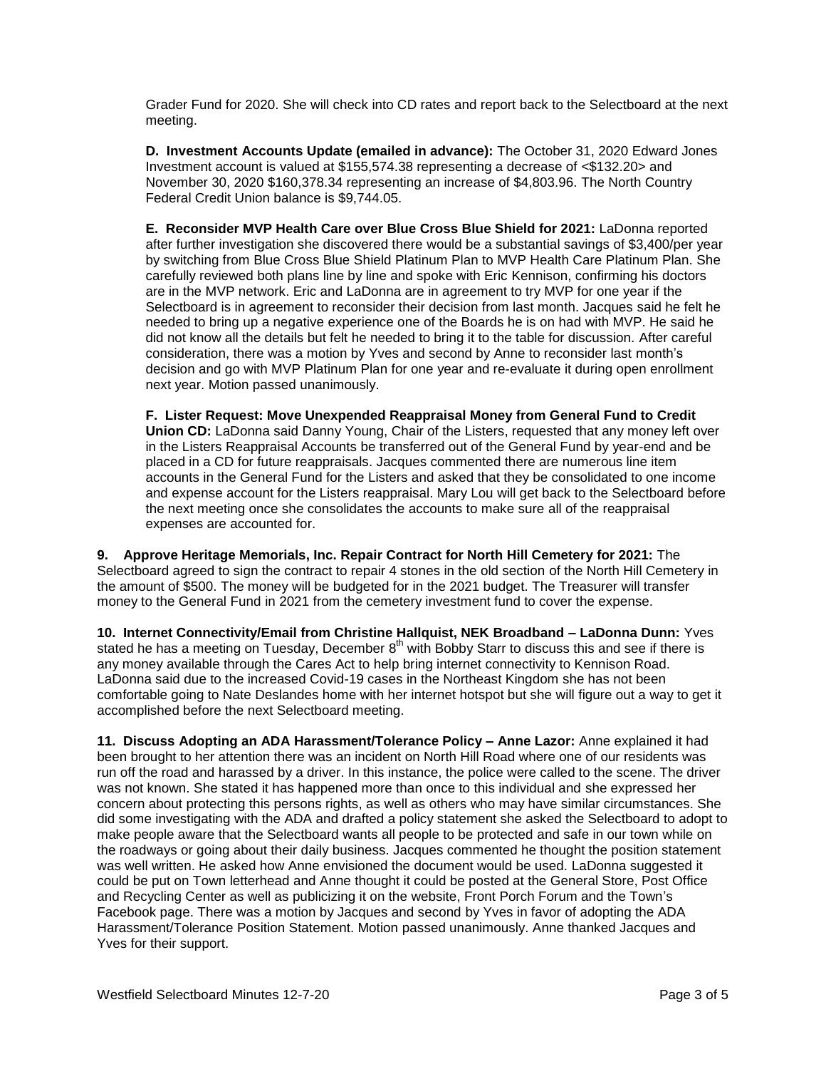Grader Fund for 2020. She will check into CD rates and report back to the Selectboard at the next meeting.

**D. Investment Accounts Update (emailed in advance):** The October 31, 2020 Edward Jones Investment account is valued at $155,574.38 representing a decrease of <$132.20> and November 30, 2020 $160,378.34 representing an increase of $4,803.96. The North Country Federal Credit Union balance is $9,744.05.

**E. Reconsider MVP Health Care over Blue Cross Blue Shield for 2021:** LaDonna reported after further investigation she discovered there would be a substantial savings of $3,400/per year by switching from Blue Cross Blue Shield Platinum Plan to MVP Health Care Platinum Plan. She carefully reviewed both plans line by line and spoke with Eric Kennison, confirming his doctors are in the MVP network. Eric and LaDonna are in agreement to try MVP for one year if the Selectboard is in agreement to reconsider their decision from last month. Jacques said he felt he needed to bring up a negative experience one of the Boards he is on had with MVP. He said he did not know all the details but felt he needed to bring it to the table for discussion. After careful consideration, there was a motion by Yves and second by Anne to reconsider last month's decision and go with MVP Platinum Plan for one year and re-evaluate it during open enrollment next year. Motion passed unanimously.

**F. Lister Request: Move Unexpended Reappraisal Money from General Fund to Credit Union CD:** LaDonna said Danny Young, Chair of the Listers, requested that any money left over in the Listers Reappraisal Accounts be transferred out of the General Fund by year-end and be placed in a CD for future reappraisals. Jacques commented there are numerous line item accounts in the General Fund for the Listers and asked that they be consolidated to one income and expense account for the Listers reappraisal. Mary Lou will get back to the Selectboard before the next meeting once she consolidates the accounts to make sure all of the reappraisal expenses are accounted for.

**9. Approve Heritage Memorials, Inc. Repair Contract for North Hill Cemetery for 2021:** The Selectboard agreed to sign the contract to repair 4 stones in the old section of the North Hill Cemetery in the amount of $500. The money will be budgeted for in the 2021 budget. The Treasurer will transfer money to the General Fund in 2021 from the cemetery investment fund to cover the expense.

**10. Internet Connectivity/Email from Christine Hallquist, NEK Broadband – LaDonna Dunn:** Yves stated he has a meeting on Tuesday, December 8th with Bobby Starr to discuss this and see if there is any money available through the Cares Act to help bring internet connectivity to Kennison Road. LaDonna said due to the increased Covid-19 cases in the Northeast Kingdom she has not been comfortable going to Nate Deslandes home with her internet hotspot but she will figure out a way to get it accomplished before the next Selectboard meeting.

**11. Discuss Adopting an ADA Harassment/Tolerance Policy – Anne Lazor:** Anne explained it had been brought to her attention there was an incident on North Hill Road where one of our residents was run off the road and harassed by a driver. In this instance, the police were called to the scene. The driver was not known. She stated it has happened more than once to this individual and she expressed her concern about protecting this persons rights, as well as others who may have similar circumstances. She did some investigating with the ADA and drafted a policy statement she asked the Selectboard to adopt to make people aware that the Selectboard wants all people to be protected and safe in our town while on the roadways or going about their daily business. Jacques commented he thought the position statement was well written. He asked how Anne envisioned the document would be used. LaDonna suggested it could be put on Town letterhead and Anne thought it could be posted at the General Store, Post Office and Recycling Center as well as publicizing it on the website, Front Porch Forum and the Town's Facebook page. There was a motion by Jacques and second by Yves in favor of adopting the ADA Harassment/Tolerance Position Statement. Motion passed unanimously. Anne thanked Jacques and Yves for their support.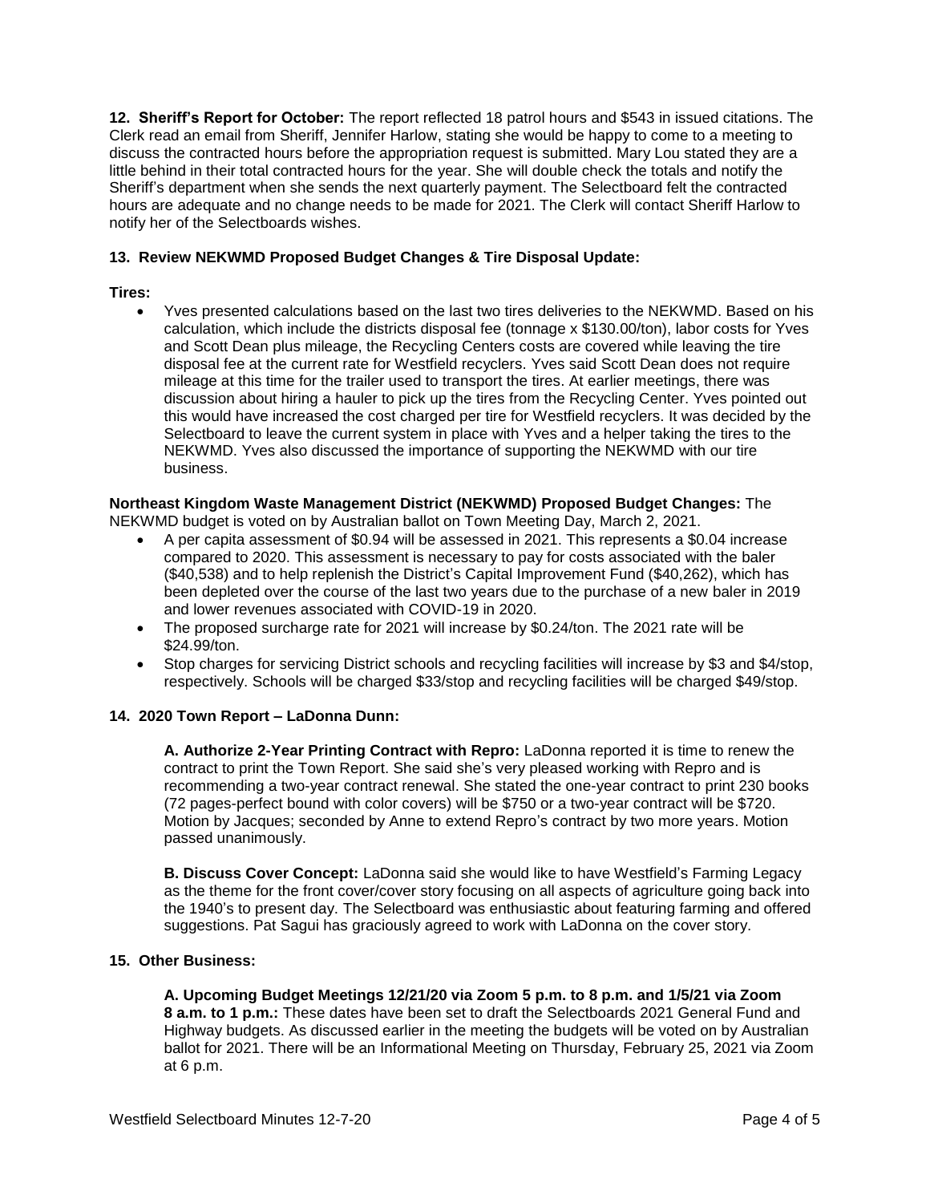**12. Sheriff's Report for October:** The report reflected 18 patrol hours and $543 in issued citations. The Clerk read an email from Sheriff, Jennifer Harlow, stating she would be happy to come to a meeting to discuss the contracted hours before the appropriation request is submitted. Mary Lou stated they are a little behind in their total contracted hours for the year. She will double check the totals and notify the Sheriff's department when she sends the next quarterly payment. The Selectboard felt the contracted hours are adequate and no change needs to be made for 2021. The Clerk will contact Sheriff Harlow to notify her of the Selectboards wishes.

**13. Review NEKWMD Proposed Budget Changes & Tire Disposal Update:**

**Tires:**

- Yves presented calculations based on the last two tires deliveries to the NEKWMD. Based on his calculation, which include the districts disposal fee (tonnage x $130.00/ton), labor costs for Yves and Scott Dean plus mileage, the Recycling Centers costs are covered while leaving the tire disposal fee at the current rate for Westfield recyclers. Yves said Scott Dean does not require mileage at this time for the trailer used to transport the tires. At earlier meetings, there was discussion about hiring a hauler to pick up the tires from the Recycling Center. Yves pointed out this would have increased the cost charged per tire for Westfield recyclers. It was decided by the Selectboard to leave the current system in place with Yves and a helper taking the tires to the NEKWMD. Yves also discussed the importance of supporting the NEKWMD with our tire business.

**Northeast Kingdom Waste Management District (NEKWMD) Proposed Budget Changes:** The NEKWMD budget is voted on by Australian ballot on Town Meeting Day, March 2, 2021.

- A per capita assessment of $0.94 will be assessed in 2021. This represents a $0.04 increase compared to 2020. This assessment is necessary to pay for costs associated with the baler ($40,538) and to help replenish the District's Capital Improvement Fund ($40,262), which has been depleted over the course of the last two years due to the purchase of a new baler in 2019 and lower revenues associated with COVID-19 in 2020.
- The proposed surcharge rate for 2021 will increase by $0.24/ton. The 2021 rate will be $24.99/ton.
- Stop charges for servicing District schools and recycling facilities will increase by $3 and $4/stop, respectively. Schools will be charged $33/stop and recycling facilities will be charged $49/stop.

**14. 2020 Town Report – LaDonna Dunn:**

**A. Authorize 2-Year Printing Contract with Repro:** LaDonna reported it is time to renew the contract to print the Town Report. She said she's very pleased working with Repro and is recommending a two-year contract renewal. She stated the one-year contract to print 230 books (72 pages-perfect bound with color covers) will be $750 or a two-year contract will be $720. Motion by Jacques; seconded by Anne to extend Repro's contract by two more years. Motion passed unanimously.

**B. Discuss Cover Concept:** LaDonna said she would like to have Westfield's Farming Legacy as the theme for the front cover/cover story focusing on all aspects of agriculture going back into the 1940's to present day. The Selectboard was enthusiastic about featuring farming and offered suggestions. Pat Sagui has graciously agreed to work with LaDonna on the cover story.

**15. Other Business:**

**A. Upcoming Budget Meetings 12/21/20 via Zoom 5 p.m. to 8 p.m. and 1/5/21 via Zoom 8 a.m. to 1 p.m.:** These dates have been set to draft the Selectboards 2021 General Fund and Highway budgets. As discussed earlier in the meeting the budgets will be voted on by Australian ballot for 2021. There will be an Informational Meeting on Thursday, February 25, 2021 via Zoom at 6 p.m.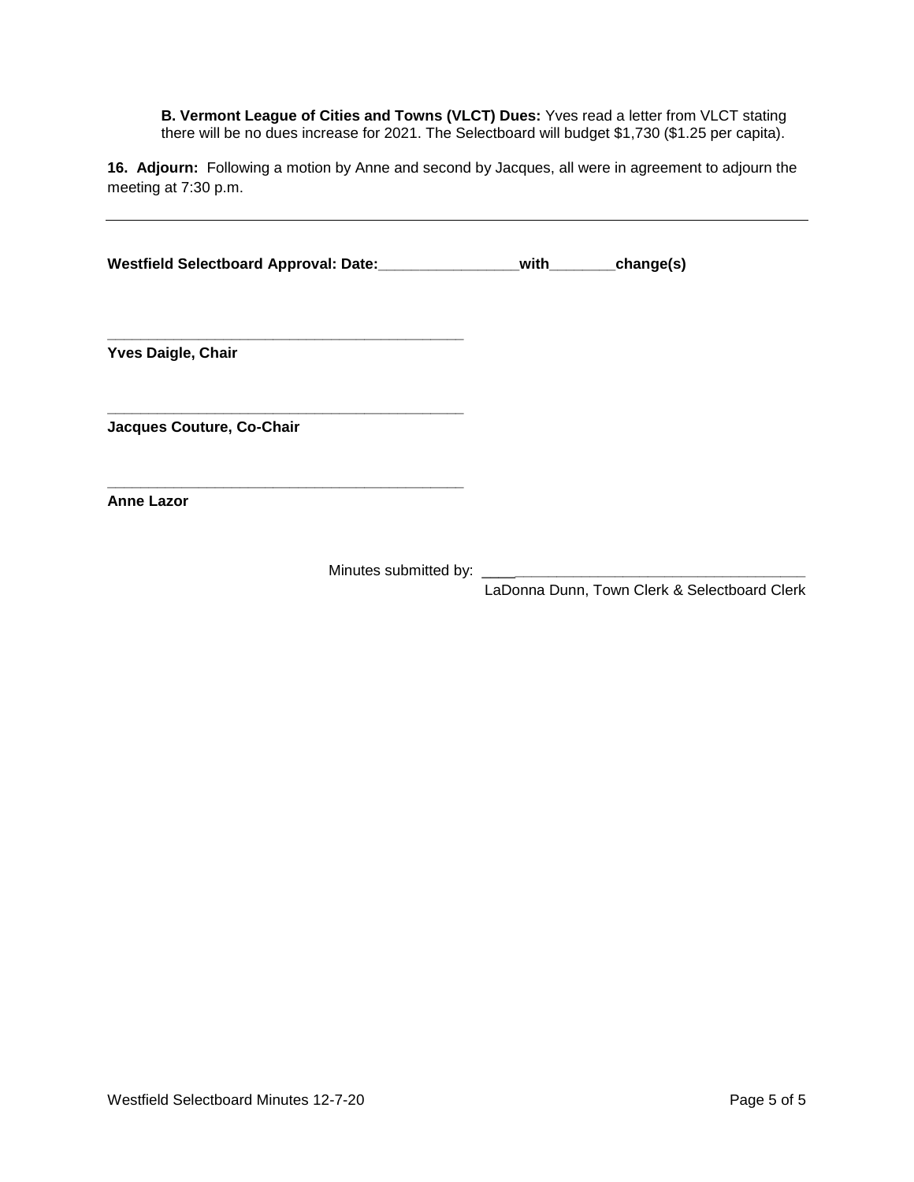**B. Vermont League of Cities and Towns (VLCT) Dues:** Yves read a letter from VLCT stating there will be no dues increase for 2021. The Selectboard will budget $1,730 ($1.25 per capita).

**16. Adjourn:** Following a motion by Anne and second by Jacques, all were in agreement to adjourn the meeting at 7:30 p.m.

---

**Westfield Selectboard Approval: Date:_________________with________change(s)**

_____________________________________________

**Yves Daigle, Chair**

_____________________________________________

**Jacques Couture, Co-Chair**

_____________________________________________

**Anne Lazor**

Minutes submitted by: ________________________________________

LaDonna Dunn, Town Clerk & Selectboard Clerk